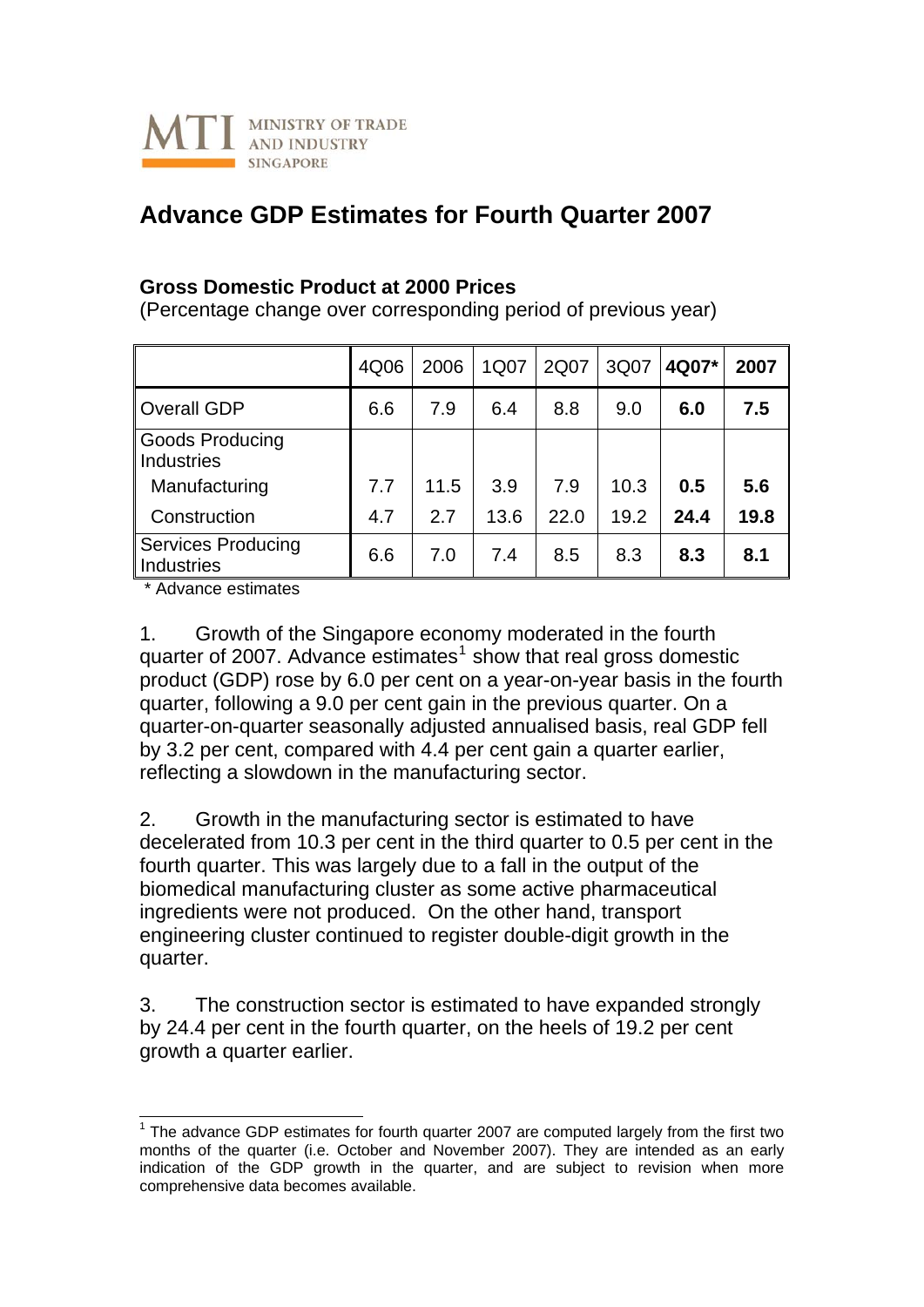MINISTRY OF TRADE AND INDUSTRY SINGAPORE

# Advance GDP Estimates for Fourth Quarter 2007

**Gross Domestic Product at 2000 Prices**
(Percentage change over corresponding period of previous year)

| | 4Q06 | 2006 | 1Q07 | 2Q07 | 3Q07 | **4Q07*** | **2007** |
|---|---|---|---|---|---|---|---|
| Overall GDP | 6.6 | 7.9 | 6.4 | 8.8 | 9.0 | **6.0** | **7.5** |
| Goods Producing Industries | | | | | | | |
| Manufacturing | 7.7 | 11.5 | 3.9 | 7.9 | 10.3 | **0.5** | **5.6** |
| Construction | 4.7 | 2.7 | 13.6 | 22.0 | 19.2 | **24.4** | **19.8** |
| Services Producing Industries | 6.6 | 7.0 | 7.4 | 8.5 | 8.3 | **8.3** | **8.1** |

\* Advance estimates

1. Growth of the Singapore economy moderated in the fourth quarter of 2007. Advance estimates[1] show that real gross domestic product (GDP) rose by 6.0 per cent on a year-on-year basis in the fourth quarter, following a 9.0 per cent gain in the previous quarter. On a quarter-on-quarter seasonally adjusted annualised basis, real GDP fell by 3.2 per cent, compared with 4.4 per cent gain a quarter earlier, reflecting a slowdown in the manufacturing sector.

2. Growth in the manufacturing sector is estimated to have decelerated from 10.3 per cent in the third quarter to 0.5 per cent in the fourth quarter. This was largely due to a fall in the output of the biomedical manufacturing cluster as some active pharmaceutical ingredients were not produced. On the other hand, transport engineering cluster continued to register double-digit growth in the quarter.

3. The construction sector is estimated to have expanded strongly by 24.4 per cent in the fourth quarter, on the heels of 19.2 per cent growth a quarter earlier.

[1] The advance GDP estimates for fourth quarter 2007 are computed largely from the first two months of the quarter (i.e. October and November 2007). They are intended as an early indication of the GDP growth in the quarter, and are subject to revision when more comprehensive data becomes available.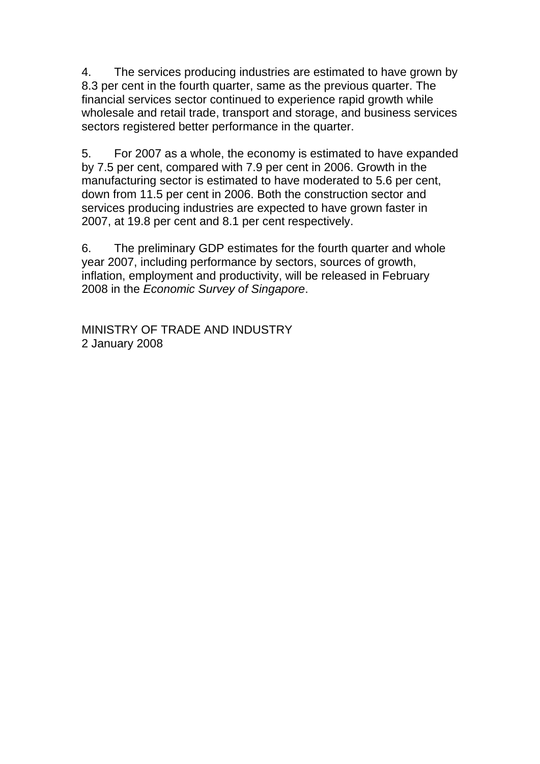4. The services producing industries are estimated to have grown by 8.3 per cent in the fourth quarter, same as the previous quarter. The financial services sector continued to experience rapid growth while wholesale and retail trade, transport and storage, and business services sectors registered better performance in the quarter.

5. For 2007 as a whole, the economy is estimated to have expanded by 7.5 per cent, compared with 7.9 per cent in 2006. Growth in the manufacturing sector is estimated to have moderated to 5.6 per cent, down from 11.5 per cent in 2006. Both the construction sector and services producing industries are expected to have grown faster in 2007, at 19.8 per cent and 8.1 per cent respectively.

6. The preliminary GDP estimates for the fourth quarter and whole year 2007, including performance by sectors, sources of growth, inflation, employment and productivity, will be released in February 2008 in the *Economic Survey of Singapore*.

MINISTRY OF TRADE AND INDUSTRY
2 January 2008